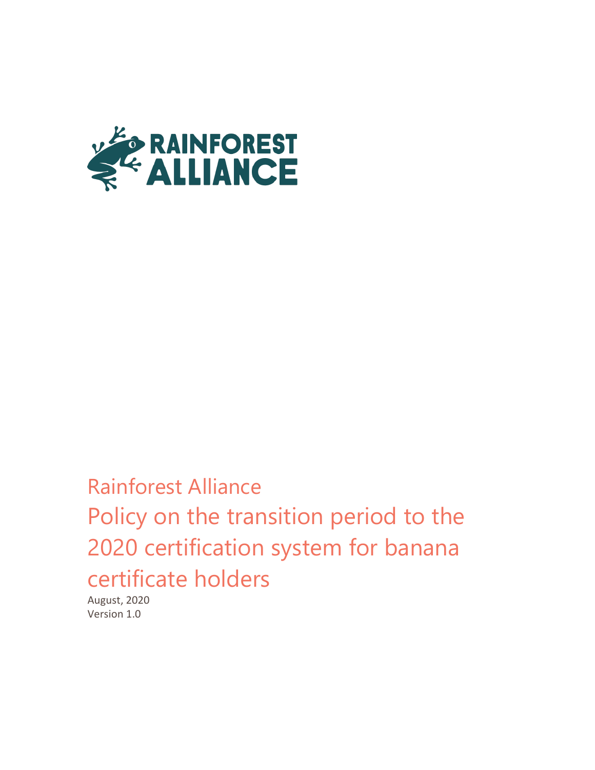RAINFOREST ALLIANCE

# Rainforest Alliance

# Policy on the transition period to the 2020 certification system for banana certificate holders

August, 2020

Version 1.0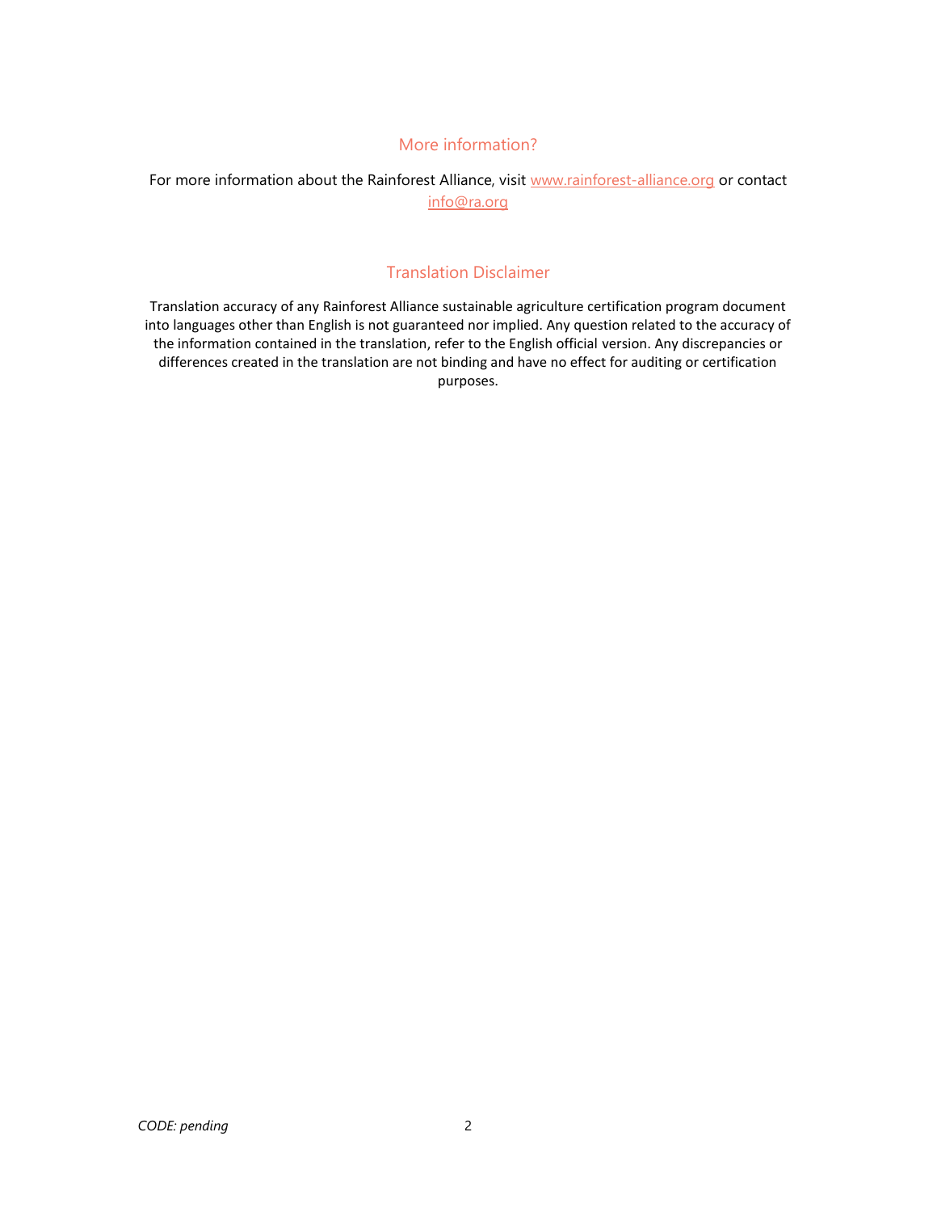## More information?

For more information about the Rainforest Alliance, visit [www.rainforest-alliance.org](http://www.rainforest-alliance.org) or contact [info@ra.org](mailto:info@ra.org)

## Translation Disclaimer

Translation accuracy of any Rainforest Alliance sustainable agriculture certification program document into languages other than English is not guaranteed nor implied. Any question related to the accuracy of the information contained in the translation, refer to the English official version. Any discrepancies or differences created in the translation are not binding and have no effect for auditing or certification purposes.

*CODE: pending*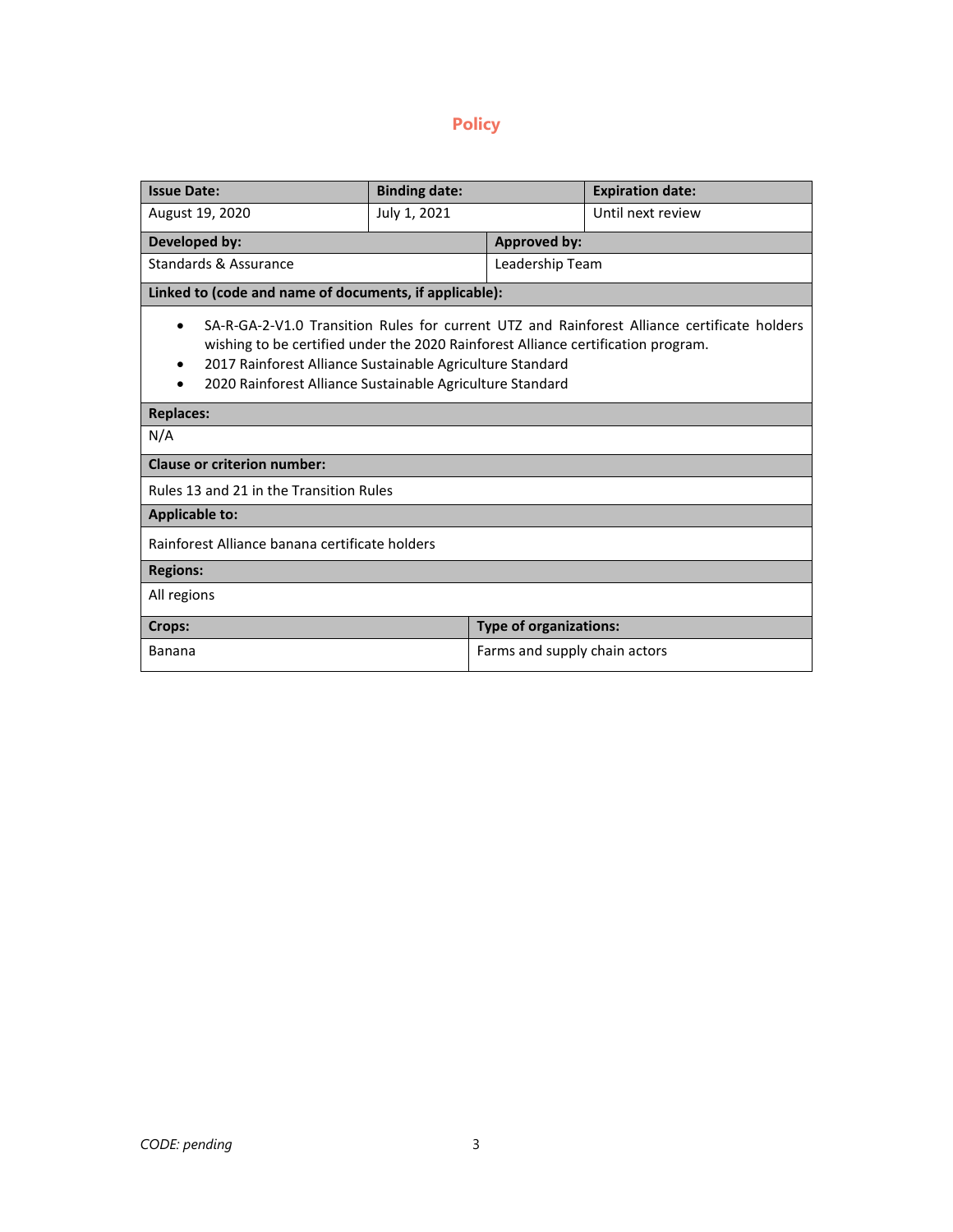# Policy

| **Issue Date:** | **Binding date:** | **Expiration date:** |
|---|---|---|
| August 19, 2020 | July 1, 2021 | Until next review |

| **Developed by:** | **Approved by:** |
|---|---|
| Standards & Assurance | Leadership Team |

**Linked to (code and name of documents, if applicable):**

- SA-R-GA-2-V1.0 Transition Rules for current UTZ and Rainforest Alliance certificate holders wishing to be certified under the 2020 Rainforest Alliance certification program.
- 2017 Rainforest Alliance Sustainable Agriculture Standard
- 2020 Rainforest Alliance Sustainable Agriculture Standard

**Replaces:**

N/A

**Clause or criterion number:**

Rules 13 and 21 in the Transition Rules

**Applicable to:**

Rainforest Alliance banana certificate holders

**Regions:**

All regions

| **Crops:** | **Type of organizations:** |
|---|---|
| Banana | Farms and supply chain actors |

*CODE: pending*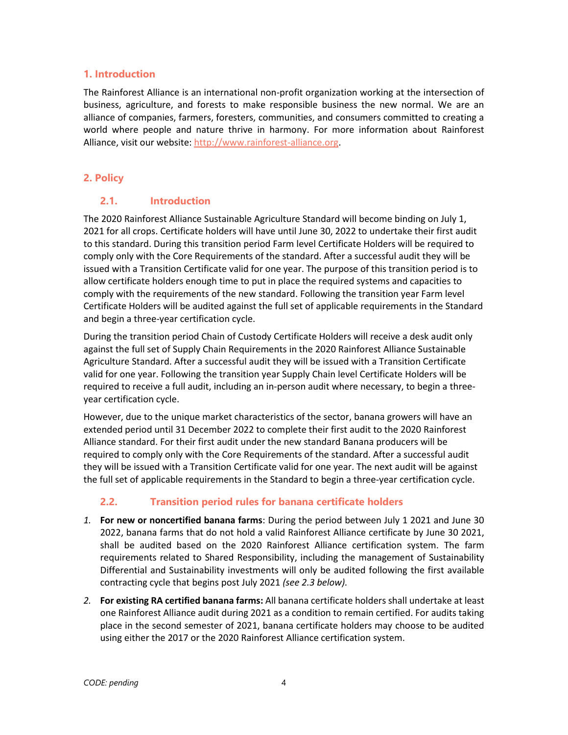## 1. Introduction

The Rainforest Alliance is an international non-profit organization working at the intersection of business, agriculture, and forests to make responsible business the new normal. We are an alliance of companies, farmers, foresters, communities, and consumers committed to creating a world where people and nature thrive in harmony. For more information about Rainforest Alliance, visit our website: http://www.rainforest-alliance.org.

## 2. Policy

### 2.1. Introduction

The 2020 Rainforest Alliance Sustainable Agriculture Standard will become binding on July 1, 2021 for all crops. Certificate holders will have until June 30, 2022 to undertake their first audit to this standard. During this transition period Farm level Certificate Holders will be required to comply only with the Core Requirements of the standard. After a successful audit they will be issued with a Transition Certificate valid for one year. The purpose of this transition period is to allow certificate holders enough time to put in place the required systems and capacities to comply with the requirements of the new standard. Following the transition year Farm level Certificate Holders will be audited against the full set of applicable requirements in the Standard and begin a three-year certification cycle.

During the transition period Chain of Custody Certificate Holders will receive a desk audit only against the full set of Supply Chain Requirements in the 2020 Rainforest Alliance Sustainable Agriculture Standard. After a successful audit they will be issued with a Transition Certificate valid for one year. Following the transition year Supply Chain level Certificate Holders will be required to receive a full audit, including an in-person audit where necessary, to begin a three-year certification cycle.

However, due to the unique market characteristics of the sector, banana growers will have an extended period until 31 December 2022 to complete their first audit to the 2020 Rainforest Alliance standard. For their first audit under the new standard Banana producers will be required to comply only with the Core Requirements of the standard. After a successful audit they will be issued with a Transition Certificate valid for one year. The next audit will be against the full set of applicable requirements in the Standard to begin a three-year certification cycle.

### 2.2. Transition period rules for banana certificate holders

1. **For new or noncertified banana farms**: During the period between July 1 2021 and June 30 2022, banana farms that do not hold a valid Rainforest Alliance certificate by June 30 2021, shall be audited based on the 2020 Rainforest Alliance certification system. The farm requirements related to Shared Responsibility, including the management of Sustainability Differential and Sustainability investments will only be audited following the first available contracting cycle that begins post July 2021 *(see 2.3 below).*
2. **For existing RA certified banana farms:** All banana certificate holders shall undertake at least one Rainforest Alliance audit during 2021 as a condition to remain certified. For audits taking place in the second semester of 2021, banana certificate holders may choose to be audited using either the 2017 or the 2020 Rainforest Alliance certification system.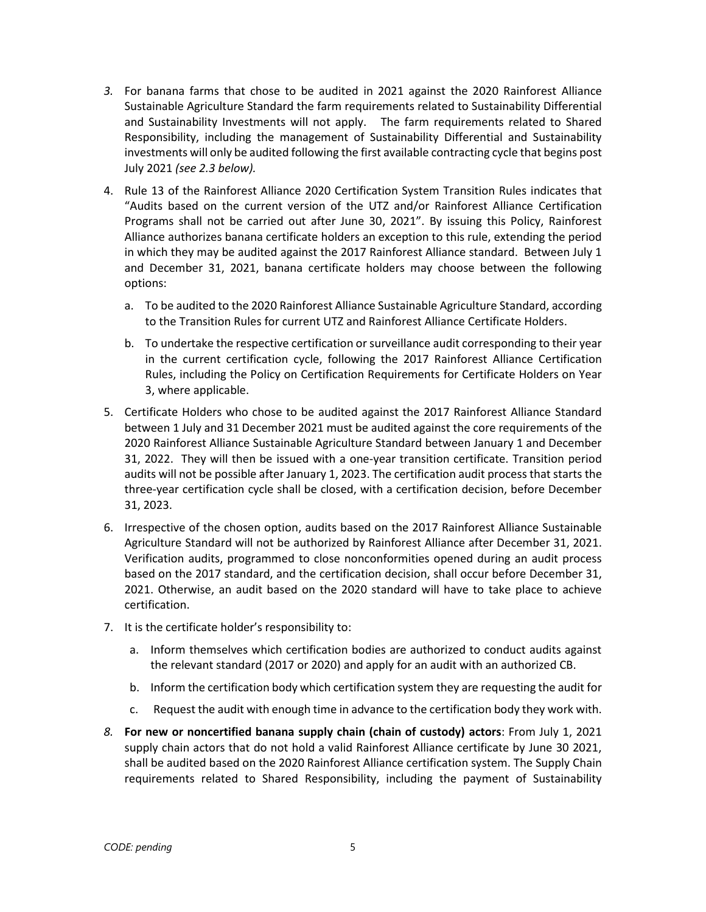3. For banana farms that chose to be audited in 2021 against the 2020 Rainforest Alliance Sustainable Agriculture Standard the farm requirements related to Sustainability Differential and Sustainability Investments will not apply. The farm requirements related to Shared Responsibility, including the management of Sustainability Differential and Sustainability investments will only be audited following the first available contracting cycle that begins post July 2021 *(see 2.3 below).*

4. Rule 13 of the Rainforest Alliance 2020 Certification System Transition Rules indicates that "Audits based on the current version of the UTZ and/or Rainforest Alliance Certification Programs shall not be carried out after June 30, 2021". By issuing this Policy, Rainforest Alliance authorizes banana certificate holders an exception to this rule, extending the period in which they may be audited against the 2017 Rainforest Alliance standard. Between July 1 and December 31, 2021, banana certificate holders may choose between the following options:

   a. To be audited to the 2020 Rainforest Alliance Sustainable Agriculture Standard, according to the Transition Rules for current UTZ and Rainforest Alliance Certificate Holders.

   b. To undertake the respective certification or surveillance audit corresponding to their year in the current certification cycle, following the 2017 Rainforest Alliance Certification Rules, including the Policy on Certification Requirements for Certificate Holders on Year 3, where applicable.

5. Certificate Holders who chose to be audited against the 2017 Rainforest Alliance Standard between 1 July and 31 December 2021 must be audited against the core requirements of the 2020 Rainforest Alliance Sustainable Agriculture Standard between January 1 and December 31, 2022. They will then be issued with a one-year transition certificate. Transition period audits will not be possible after January 1, 2023. The certification audit process that starts the three-year certification cycle shall be closed, with a certification decision, before December 31, 2023.

6. Irrespective of the chosen option, audits based on the 2017 Rainforest Alliance Sustainable Agriculture Standard will not be authorized by Rainforest Alliance after December 31, 2021. Verification audits, programmed to close nonconformities opened during an audit process based on the 2017 standard, and the certification decision, shall occur before December 31, 2021. Otherwise, an audit based on the 2020 standard will have to take place to achieve certification.

7. It is the certificate holder's responsibility to:

   a. Inform themselves which certification bodies are authorized to conduct audits against the relevant standard (2017 or 2020) and apply for an audit with an authorized CB.

   b. Inform the certification body which certification system they are requesting the audit for

   c. Request the audit with enough time in advance to the certification body they work with.

8. **For new or noncertified banana supply chain (chain of custody) actors**: From July 1, 2021 supply chain actors that do not hold a valid Rainforest Alliance certificate by June 30 2021, shall be audited based on the 2020 Rainforest Alliance certification system. The Supply Chain requirements related to Shared Responsibility, including the payment of Sustainability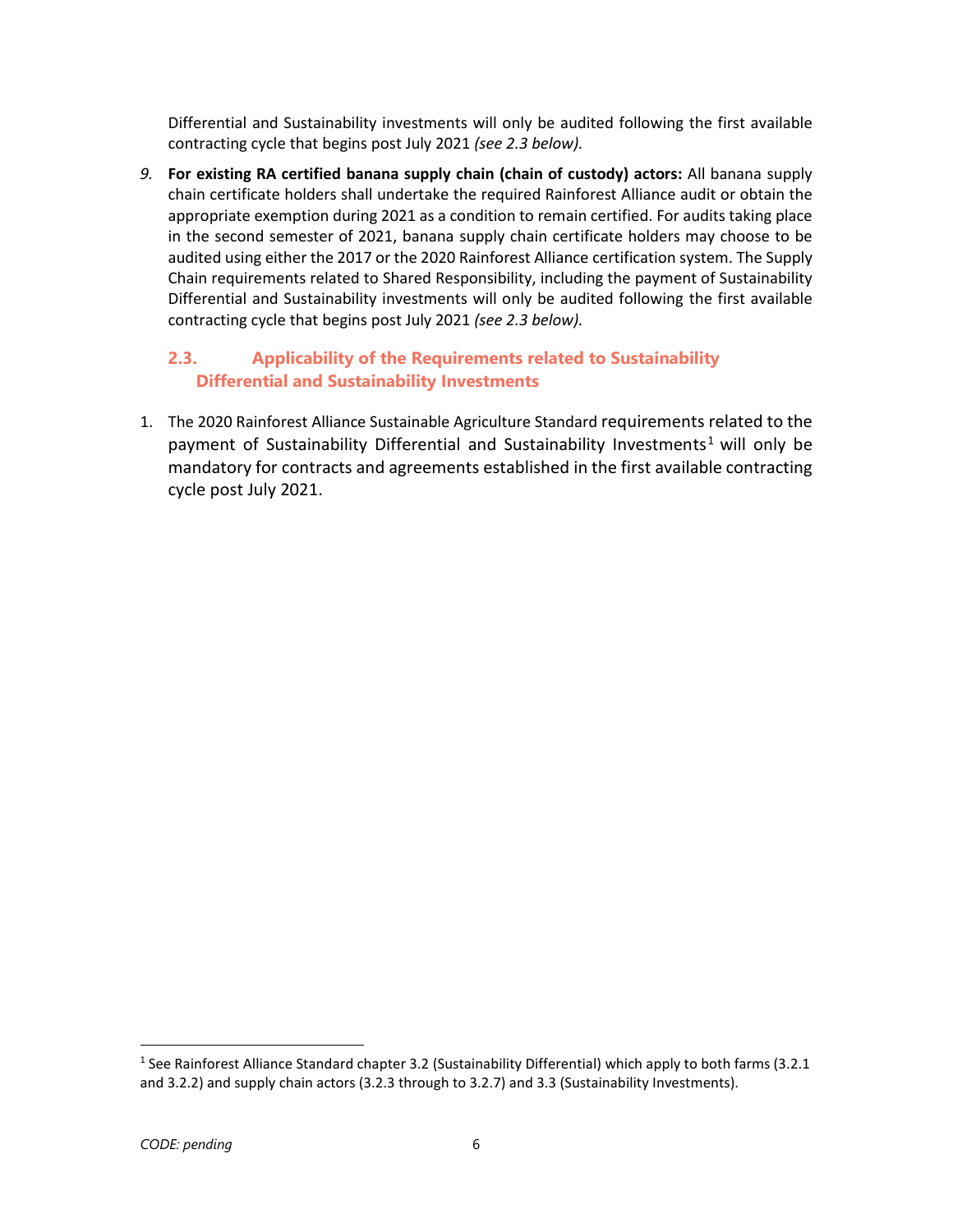Differential and Sustainability investments will only be audited following the first available contracting cycle that begins post July 2021 *(see 2.3 below).*

9. **For existing RA certified banana supply chain (chain of custody) actors:** All banana supply chain certificate holders shall undertake the required Rainforest Alliance audit or obtain the appropriate exemption during 2021 as a condition to remain certified. For audits taking place in the second semester of 2021, banana supply chain certificate holders may choose to be audited using either the 2017 or the 2020 Rainforest Alliance certification system. The Supply Chain requirements related to Shared Responsibility, including the payment of Sustainability Differential and Sustainability investments will only be audited following the first available contracting cycle that begins post July 2021 *(see 2.3 below).*

## 2.3. Applicability of the Requirements related to Sustainability Differential and Sustainability Investments

1. The 2020 Rainforest Alliance Sustainable Agriculture Standard requirements related to the payment of Sustainability Differential and Sustainability Investments[1] will only be mandatory for contracts and agreements established in the first available contracting cycle post July 2021.

[1] See Rainforest Alliance Standard chapter 3.2 (Sustainability Differential) which apply to both farms (3.2.1 and 3.2.2) and supply chain actors (3.2.3 through to 3.2.7) and 3.3 (Sustainability Investments).

*CODE: pending*